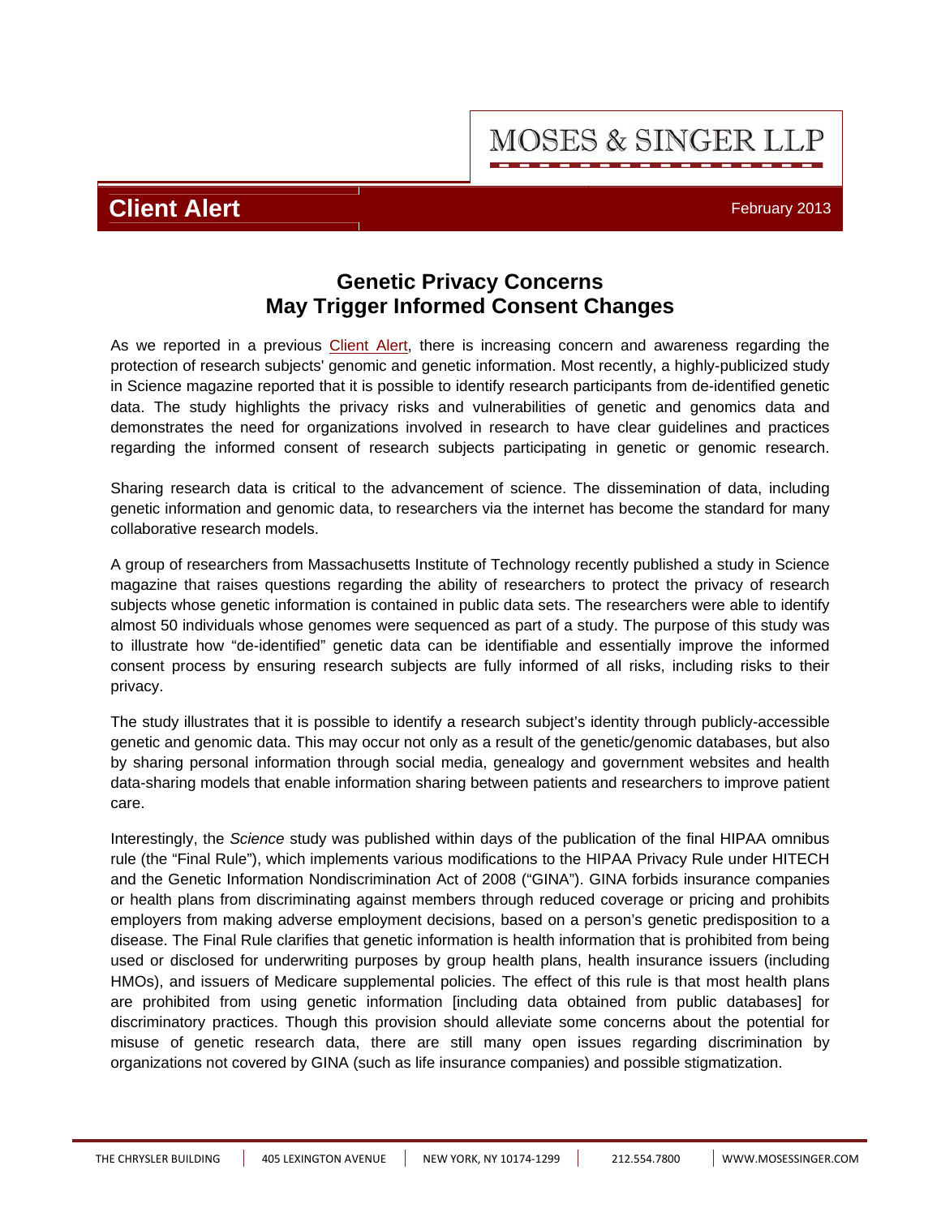MOSES & SINGER LLP

**Client Alert**

February 2013

# Genetic Privacy Concerns May Trigger Informed Consent Changes

As we reported in a previous Client Alert, there is increasing concern and awareness regarding the protection of research subjects' genomic and genetic information. Most recently, a highly-publicized study in Science magazine reported that it is possible to identify research participants from de-identified genetic data. The study highlights the privacy risks and vulnerabilities of genetic and genomics data and demonstrates the need for organizations involved in research to have clear guidelines and practices regarding the informed consent of research subjects participating in genetic or genomic research.

Sharing research data is critical to the advancement of science. The dissemination of data, including genetic information and genomic data, to researchers via the internet has become the standard for many collaborative research models.

A group of researchers from Massachusetts Institute of Technology recently published a study in Science magazine that raises questions regarding the ability of researchers to protect the privacy of research subjects whose genetic information is contained in public data sets. The researchers were able to identify almost 50 individuals whose genomes were sequenced as part of a study. The purpose of this study was to illustrate how "de-identified" genetic data can be identifiable and essentially improve the informed consent process by ensuring research subjects are fully informed of all risks, including risks to their privacy.

The study illustrates that it is possible to identify a research subject's identity through publicly-accessible genetic and genomic data. This may occur not only as a result of the genetic/genomic databases, but also by sharing personal information through social media, genealogy and government websites and health data-sharing models that enable information sharing between patients and researchers to improve patient care.

Interestingly, the *Science* study was published within days of the publication of the final HIPAA omnibus rule (the "Final Rule"), which implements various modifications to the HIPAA Privacy Rule under HITECH and the Genetic Information Nondiscrimination Act of 2008 ("GINA"). GINA forbids insurance companies or health plans from discriminating against members through reduced coverage or pricing and prohibits employers from making adverse employment decisions, based on a person's genetic predisposition to a disease. The Final Rule clarifies that genetic information is health information that is prohibited from being used or disclosed for underwriting purposes by group health plans, health insurance issuers (including HMOs), and issuers of Medicare supplemental policies. The effect of this rule is that most health plans are prohibited from using genetic information [including data obtained from public databases] for discriminatory practices. Though this provision should alleviate some concerns about the potential for misuse of genetic research data, there are still many open issues regarding discrimination by organizations not covered by GINA (such as life insurance companies) and possible stigmatization.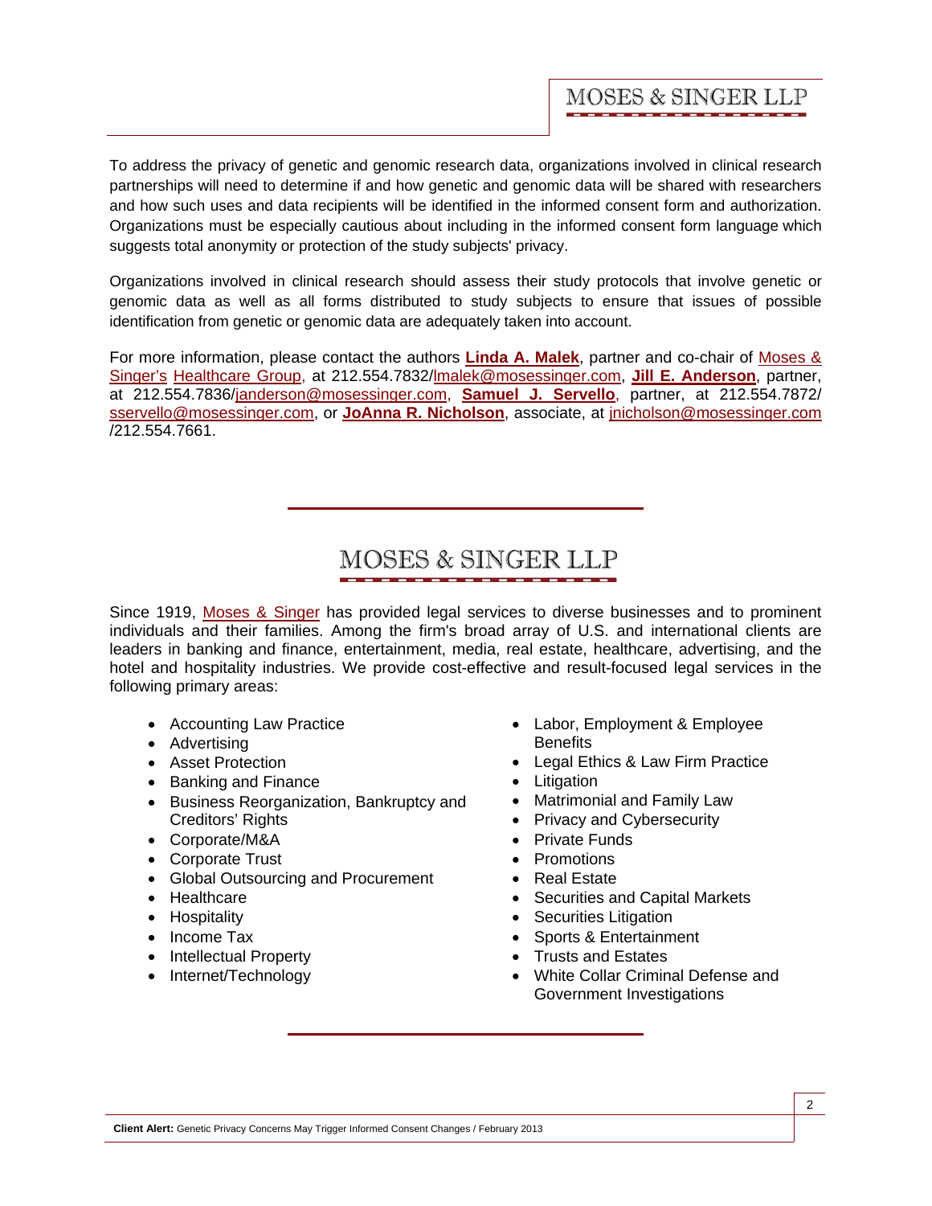To address the privacy of genetic and genomic research data, organizations involved in clinical research partnerships will need to determine if and how genetic and genomic data will be shared with researchers and how such uses and data recipients will be identified in the informed consent form and authorization. Organizations must be especially cautious about including in the informed consent form language which suggests total anonymity or protection of the study subjects' privacy.

Organizations involved in clinical research should assess their study protocols that involve genetic or genomic data as well as all forms distributed to study subjects to ensure that issues of possible identification from genetic or genomic data are adequately taken into account.

For more information, please contact the authors **Linda A. Malek**, partner and co-chair of Moses & Singer's Healthcare Group, at 212.554.7832/lmalek@mosessinger.com, **Jill E. Anderson**, partner, at 212.554.7836/janderson@mosessinger.com, **Samuel J. Servello**, partner, at 212.554.7872/ sservello@mosessinger.com, or **JoAnna R. Nicholson**, associate, at jnicholson@mosessinger.com /212.554.7661.

---

## MOSES & SINGER LLP

Since 1919, Moses & Singer has provided legal services to diverse businesses and to prominent individuals and their families. Among the firm's broad array of U.S. and international clients are leaders in banking and finance, entertainment, media, real estate, healthcare, advertising, and the hotel and hospitality industries. We provide cost-effective and result-focused legal services in the following primary areas:

- Accounting Law Practice
- Advertising
- Asset Protection
- Banking and Finance
- Business Reorganization, Bankruptcy and Creditors' Rights
- Corporate/M&A
- Corporate Trust
- Global Outsourcing and Procurement
- Healthcare
- Hospitality
- Income Tax
- Intellectual Property
- Internet/Technology
- Labor, Employment & Employee Benefits
- Legal Ethics & Law Firm Practice
- Litigation
- Matrimonial and Family Law
- Privacy and Cybersecurity
- Private Funds
- Promotions
- Real Estate
- Securities and Capital Markets
- Securities Litigation
- Sports & Entertainment
- Trusts and Estates
- White Collar Criminal Defense and Government Investigations

---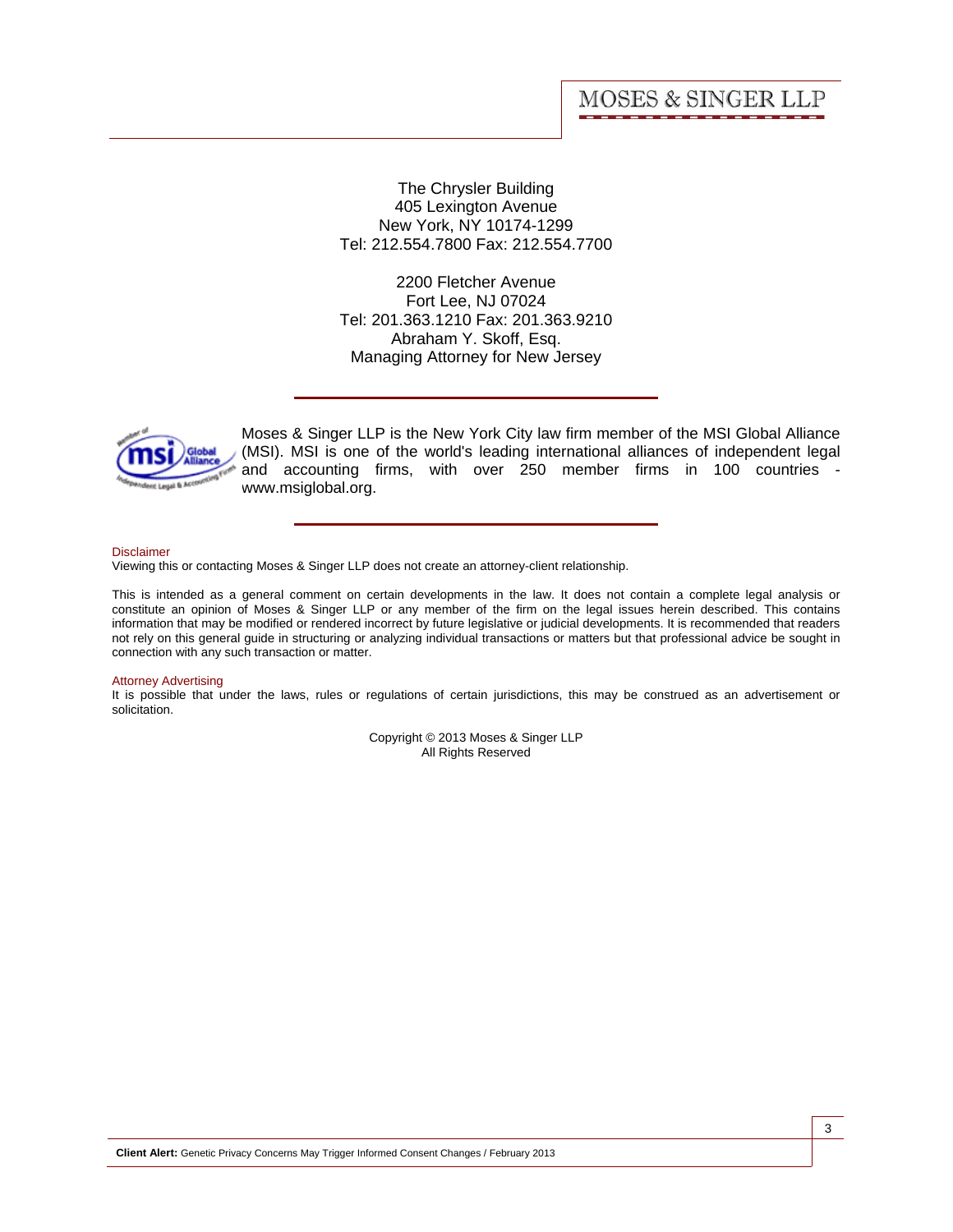MOSES & SINGER LLP

The Chrysler Building
405 Lexington Avenue
New York, NY 10174-1299
Tel: 212.554.7800 Fax: 212.554.7700

2200 Fletcher Avenue
Fort Lee, NJ 07024
Tel: 201.363.1210 Fax: 201.363.9210
Abraham Y. Skoff, Esq.
Managing Attorney for New Jersey

---

Moses & Singer LLP is the New York City law firm member of the MSI Global Alliance (MSI). MSI is one of the world's leading international alliances of independent legal and accounting firms, with over 250 member firms in 100 countries - www.msiglobal.org.

---

Disclaimer

Viewing this or contacting Moses & Singer LLP does not create an attorney-client relationship.

This is intended as a general comment on certain developments in the law. It does not contain a complete legal analysis or constitute an opinion of Moses & Singer LLP or any member of the firm on the legal issues herein described. This contains information that may be modified or rendered incorrect by future legislative or judicial developments. It is recommended that readers not rely on this general guide in structuring or analyzing individual transactions or matters but that professional advice be sought in connection with any such transaction or matter.

Attorney Advertising

It is possible that under the laws, rules or regulations of certain jurisdictions, this may be construed as an advertisement or solicitation.

Copyright © 2013 Moses & Singer LLP
All Rights Reserved